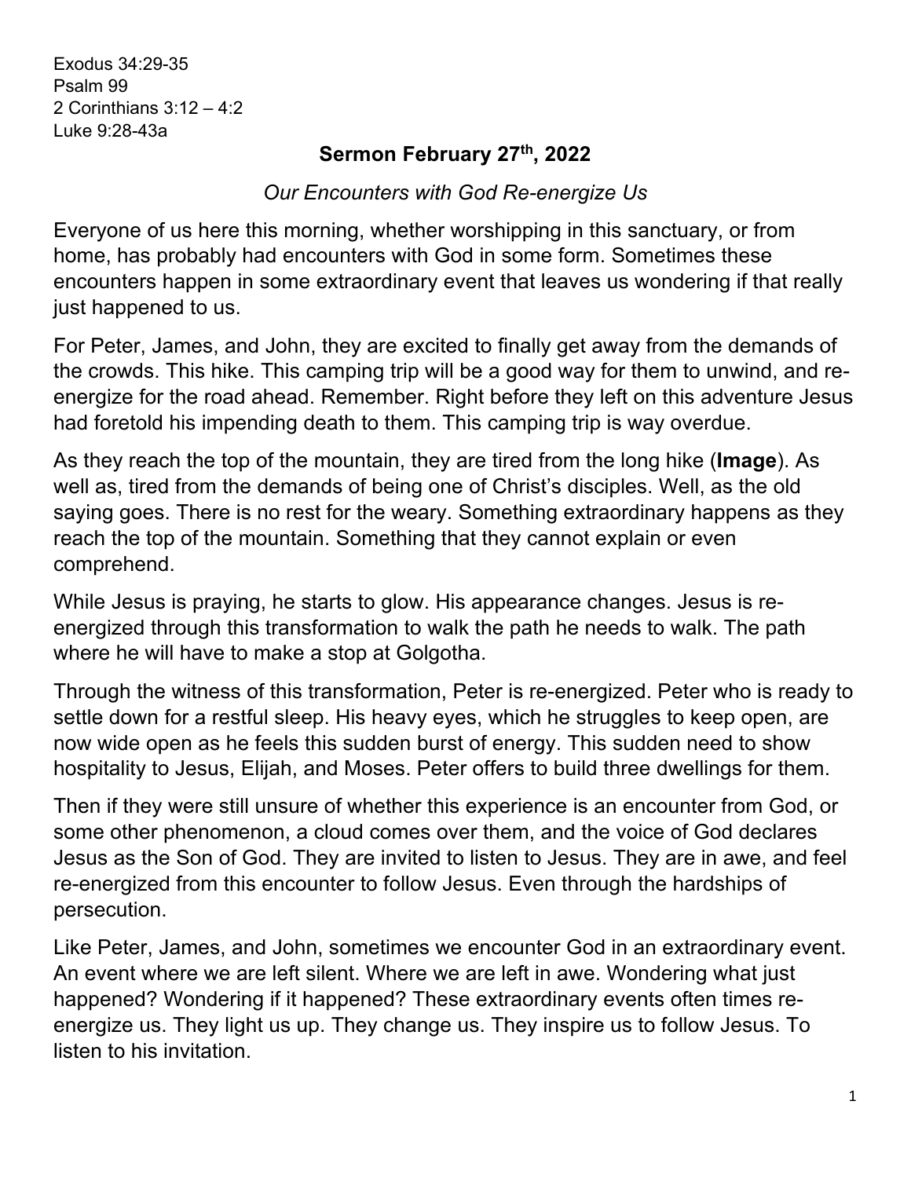Exodus 34:29-35
Psalm 99
2 Corinthians 3:12 – 4:2
Luke 9:28-43a

## Sermon February 27th, 2022

*Our Encounters with God Re-energize Us*

Everyone of us here this morning, whether worshipping in this sanctuary, or from home, has probably had encounters with God in some form. Sometimes these encounters happen in some extraordinary event that leaves us wondering if that really just happened to us.

For Peter, James, and John, they are excited to finally get away from the demands of the crowds. This hike. This camping trip will be a good way for them to unwind, and re-energize for the road ahead. Remember. Right before they left on this adventure Jesus had foretold his impending death to them. This camping trip is way overdue.

As they reach the top of the mountain, they are tired from the long hike (**Image**). As well as, tired from the demands of being one of Christ's disciples. Well, as the old saying goes. There is no rest for the weary. Something extraordinary happens as they reach the top of the mountain. Something that they cannot explain or even comprehend.

While Jesus is praying, he starts to glow. His appearance changes. Jesus is re-energized through this transformation to walk the path he needs to walk. The path where he will have to make a stop at Golgotha.

Through the witness of this transformation, Peter is re-energized. Peter who is ready to settle down for a restful sleep. His heavy eyes, which he struggles to keep open, are now wide open as he feels this sudden burst of energy. This sudden need to show hospitality to Jesus, Elijah, and Moses. Peter offers to build three dwellings for them.

Then if they were still unsure of whether this experience is an encounter from God, or some other phenomenon, a cloud comes over them, and the voice of God declares Jesus as the Son of God. They are invited to listen to Jesus. They are in awe, and feel re-energized from this encounter to follow Jesus. Even through the hardships of persecution.

Like Peter, James, and John, sometimes we encounter God in an extraordinary event. An event where we are left silent. Where we are left in awe. Wondering what just happened? Wondering if it happened? These extraordinary events often times re-energize us. They light us up. They change us. They inspire us to follow Jesus. To listen to his invitation.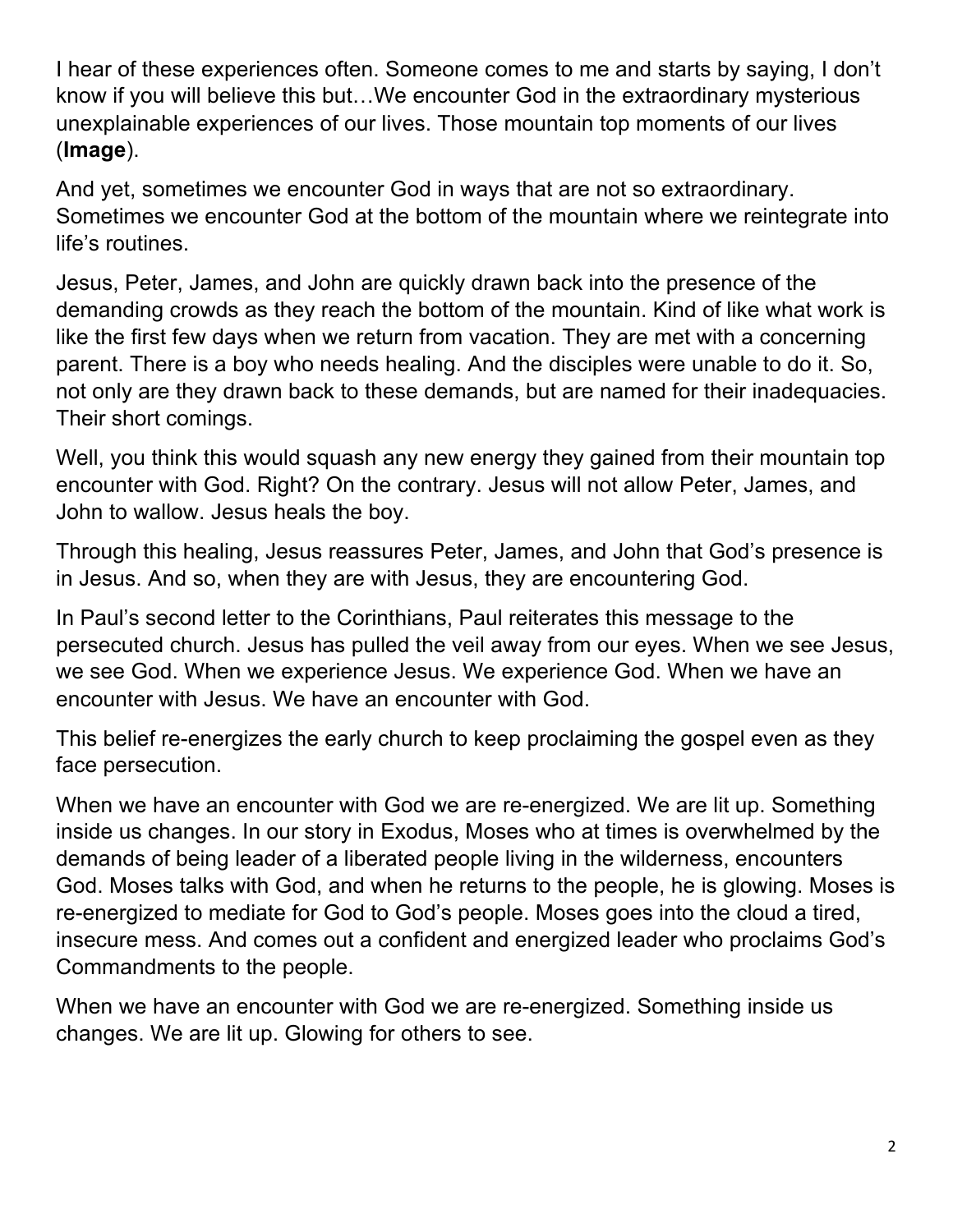I hear of these experiences often. Someone comes to me and starts by saying, I don't know if you will believe this but…We encounter God in the extraordinary mysterious unexplainable experiences of our lives. Those mountain top moments of our lives (**Image**).

And yet, sometimes we encounter God in ways that are not so extraordinary. Sometimes we encounter God at the bottom of the mountain where we reintegrate into life's routines.

Jesus, Peter, James, and John are quickly drawn back into the presence of the demanding crowds as they reach the bottom of the mountain. Kind of like what work is like the first few days when we return from vacation. They are met with a concerning parent. There is a boy who needs healing. And the disciples were unable to do it. So, not only are they drawn back to these demands, but are named for their inadequacies. Their short comings.

Well, you think this would squash any new energy they gained from their mountain top encounter with God. Right? On the contrary. Jesus will not allow Peter, James, and John to wallow. Jesus heals the boy.

Through this healing, Jesus reassures Peter, James, and John that God's presence is in Jesus. And so, when they are with Jesus, they are encountering God.

In Paul's second letter to the Corinthians, Paul reiterates this message to the persecuted church. Jesus has pulled the veil away from our eyes. When we see Jesus, we see God. When we experience Jesus. We experience God. When we have an encounter with Jesus. We have an encounter with God.

This belief re-energizes the early church to keep proclaiming the gospel even as they face persecution.

When we have an encounter with God we are re-energized. We are lit up. Something inside us changes. In our story in Exodus, Moses who at times is overwhelmed by the demands of being leader of a liberated people living in the wilderness, encounters God. Moses talks with God, and when he returns to the people, he is glowing. Moses is re-energized to mediate for God to God's people. Moses goes into the cloud a tired, insecure mess. And comes out a confident and energized leader who proclaims God's Commandments to the people.

When we have an encounter with God we are re-energized. Something inside us changes. We are lit up. Glowing for others to see.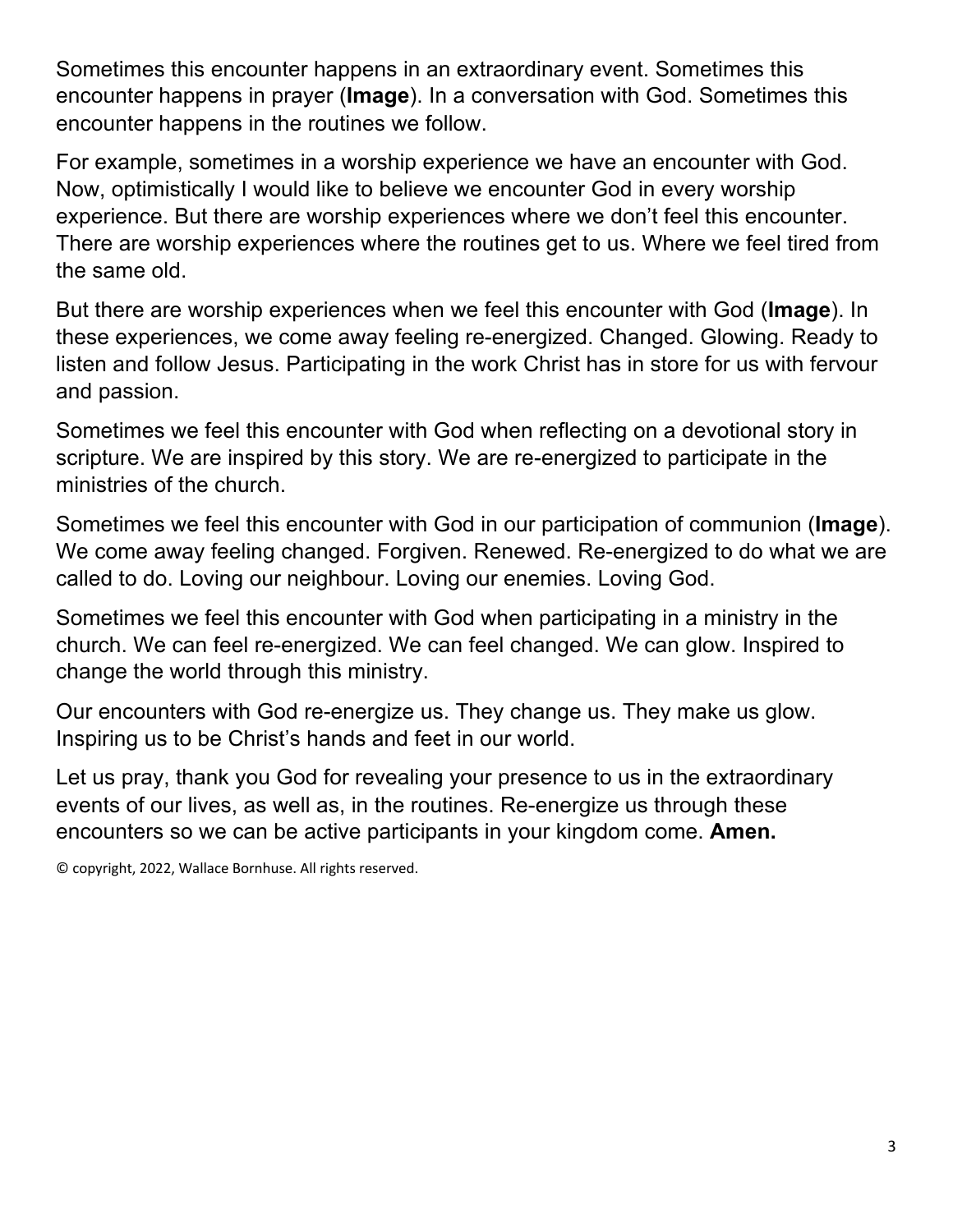Sometimes this encounter happens in an extraordinary event. Sometimes this encounter happens in prayer (**Image**). In a conversation with God. Sometimes this encounter happens in the routines we follow.

For example, sometimes in a worship experience we have an encounter with God. Now, optimistically I would like to believe we encounter God in every worship experience. But there are worship experiences where we don't feel this encounter. There are worship experiences where the routines get to us. Where we feel tired from the same old.

But there are worship experiences when we feel this encounter with God (**Image**). In these experiences, we come away feeling re-energized. Changed. Glowing. Ready to listen and follow Jesus. Participating in the work Christ has in store for us with fervour and passion.

Sometimes we feel this encounter with God when reflecting on a devotional story in scripture. We are inspired by this story. We are re-energized to participate in the ministries of the church.

Sometimes we feel this encounter with God in our participation of communion (**Image**). We come away feeling changed. Forgiven. Renewed. Re-energized to do what we are called to do. Loving our neighbour. Loving our enemies. Loving God.

Sometimes we feel this encounter with God when participating in a ministry in the church. We can feel re-energized. We can feel changed. We can glow. Inspired to change the world through this ministry.

Our encounters with God re-energize us. They change us. They make us glow. Inspiring us to be Christ's hands and feet in our world.

Let us pray, thank you God for revealing your presence to us in the extraordinary events of our lives, as well as, in the routines. Re-energize us through these encounters so we can be active participants in your kingdom come. **Amen.**

© copyright, 2022, Wallace Bornhuse. All rights reserved.